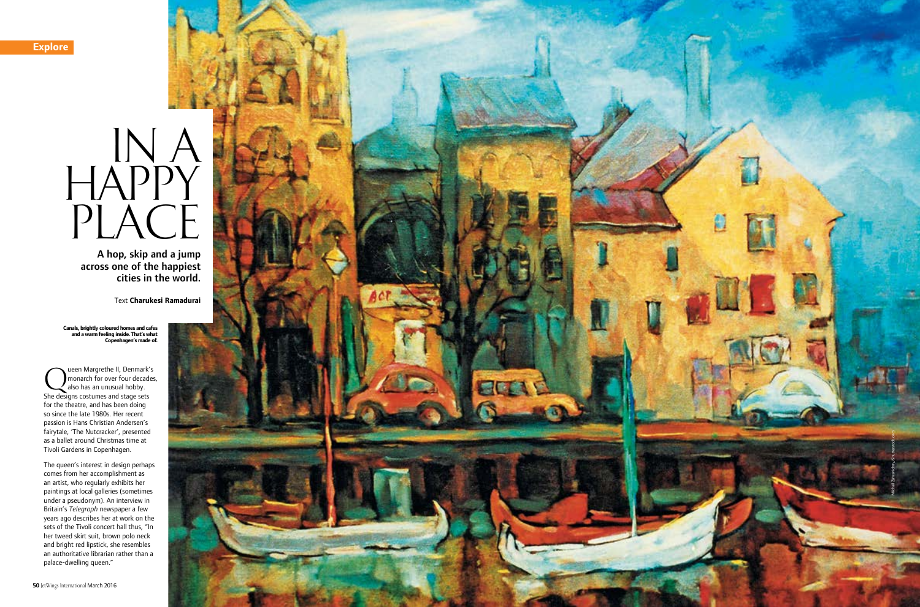Explore

# IN A HAPPY PLACE

**A hop, skip and a jump across one of the happiest cities in the world.**

Text **Charukesi Ramadurai**

**Canals, brightly coloured homes and cafes and a warm feeling inside. That's what Copenhagen's made of.**

Queen Margrethe II, Denmark's monarch for over four decades, also has an unusual hobby. She designs costumes and stage sets for the theatre, and has been doing so since the late 1980s. Her recent passion is Hans Christian Andersen's fairytale, 'The Nutcracker', presented as a ballet around Christmas time at Tivoli Gardens in Copenhagen.

The queen's interest in design perhaps comes from her accomplishment as an artist, who regularly exhibits her paintings at local galleries (sometimes under a pseudonym). An interview in Britain's *Telegraph* newspaper a few years ago describes her at work on the sets of the Tivoli concert hall thus, "In her tweed skirt suit, brown polo neck and bright red lipstick, she resembles an authoritative librarian rather than a palace-dwelling queen."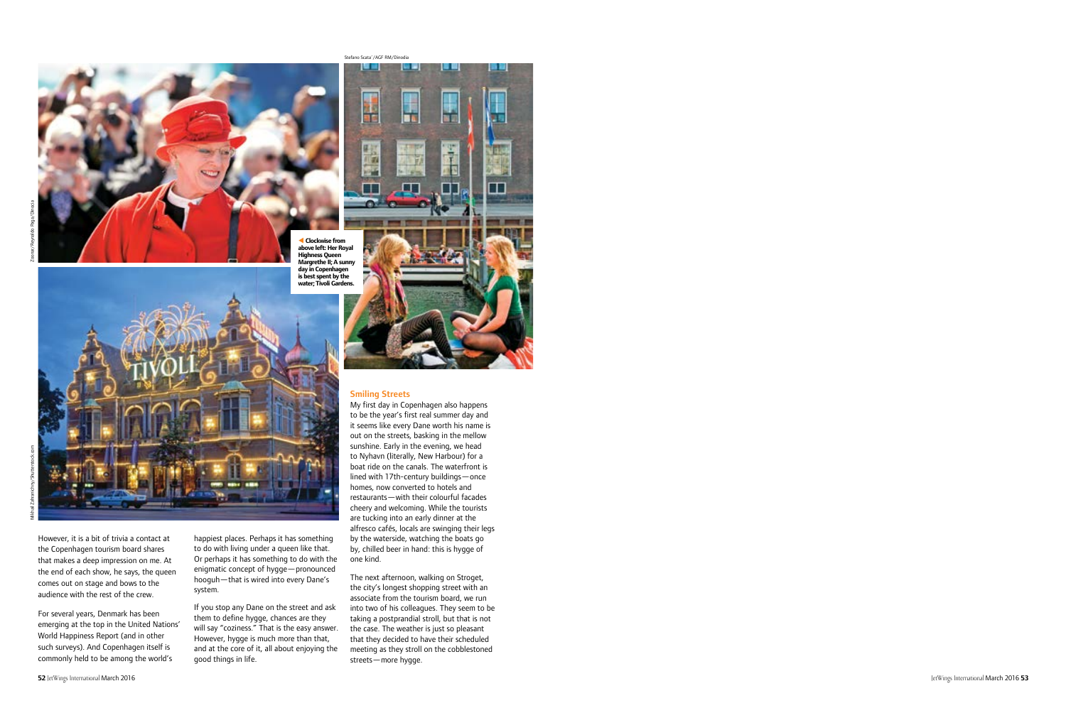Clockwise from above left: Her Royal Highness Queen Margrethe II; A sunny day in Copenhagen is best spent by the water; Tivoli Gardens.

However, it is a bit of trivia a contact at the Copenhagen tourism board shares that makes a deep impression on me. At the end of each show, he says, the queen comes out on stage and bows to the audience with the rest of the crew.

For several years, Denmark has been emerging at the top in the United Nations' World Happiness Report (and in other such surveys). And Copenhagen itself is commonly held to be among the world's happiest places. Perhaps it has something to do with living under a queen like that. Or perhaps it has something to do with the enigmatic concept of hygge—pronounced hooguh—that is wired into every Dane's system.

If you stop any Dane on the street and ask them to define hygge, chances are they will say "coziness." That is the easy answer. However, hygge is much more than that, and at the core of it, all about enjoying the good things in life.

## Smiling Streets

My first day in Copenhagen also happens to be the year's first real summer day and it seems like every Dane worth his name is out on the streets, basking in the mellow sunshine. Early in the evening, we head to Nyhavn (literally, New Harbour) for a boat ride on the canals. The waterfront is lined with 17th-century buildings—once homes, now converted to hotels and restaurants—with their colourful facades cheery and welcoming. While the tourists are tucking into an early dinner at the alfresco cafés, locals are swinging their legs by the waterside, watching the boats go by, chilled beer in hand: this is hygge of one kind.

The next afternoon, walking on Stroget, the city's longest shopping street with an associate from the tourism board, we run into two of his colleagues. They seem to be taking a postprandial stroll, but that is not the case. The weather is just so pleasant that they decided to have their scheduled meeting as they stroll on the cobblestoned streets—more hygge.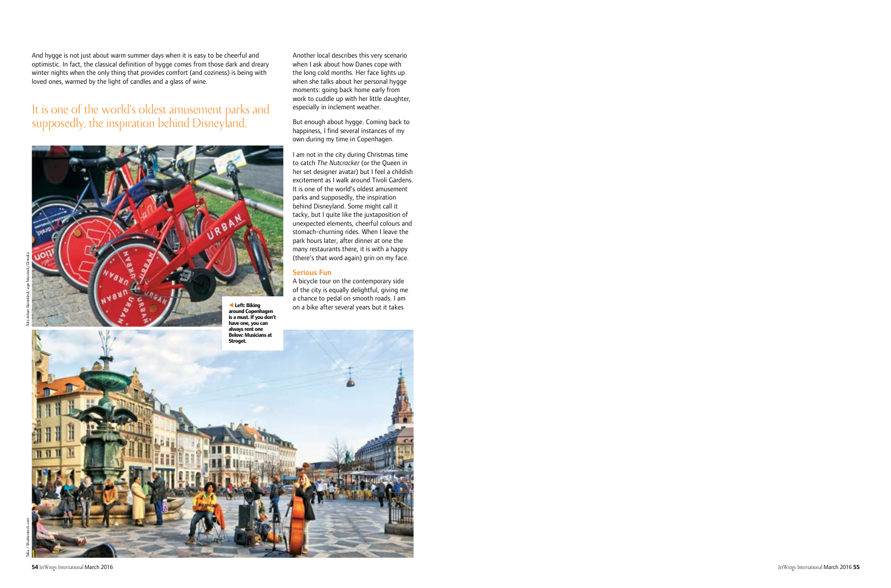And hygge is not just about warm summer days when it is easy to be cheerful and optimistic. In fact, the classical definition of hygge comes from those dark and dreary winter nights when the only thing that provides comfort (and coziness) is being with loved ones, warmed by the light of candles and a glass of wine.

## It is one of the world's oldest amusement parks and supposedly, the inspiration behind Disneyland.

**Left: Biking around Copenhagen is a must. If you don't have one, you can always rent one Below: Musicians at Stroget.**

Another local describes this very scenario when I ask about how Danes cope with the long cold months. Her face lights up when she talks about her personal hygge moments: going back home early from work to cuddle up with her little daughter, especially in inclement weather.

But enough about hygge. Coming back to happiness, I find several instances of my own during my time in Copenhagen.

I am not in the city during Christmas time to catch *The Nutcracker* (or the Queen in her set designer avatar) but I feel a childish excitement as I walk around Tivoli Gardens. It is one of the world's oldest amusement parks and supposedly, the inspiration behind Disneyland. Some might call it tacky, but I quite like the juxtaposition of unexpected elements, cheerful colours and stomach-churning rides. When I leave the park hours later, after dinner at one the many restaurants there, it is with a happy (there's that word again) grin on my face.

### Serious Fun

A bicycle tour on the contemporary side of the city is equally delightful, giving me a chance to pedal on smooth roads. I am on a bike after several years but it takes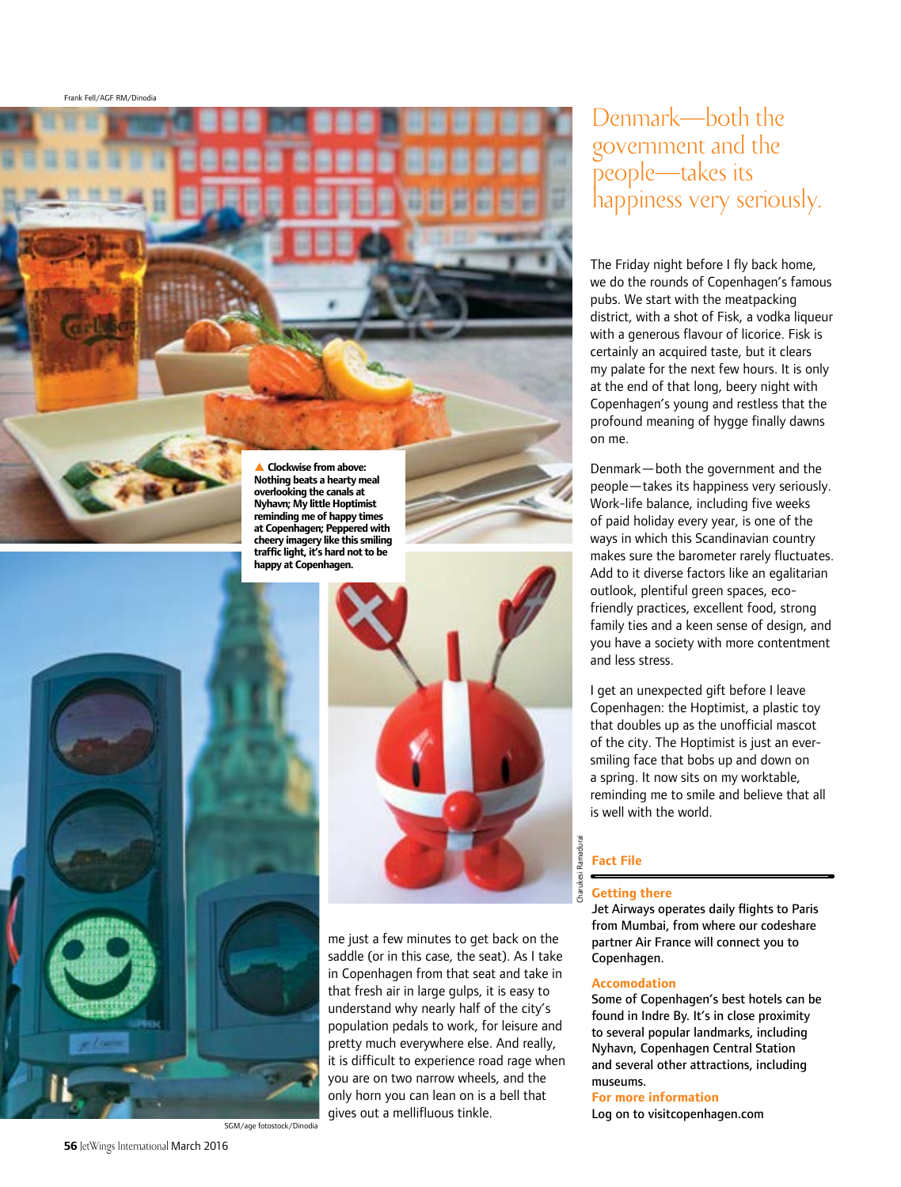Frank Fell/AGF RM/Dinodia

▲ **Clockwise from above: Nothing beats a hearty meal overlooking the canals at Nyhavn; My little Hoptimist reminding me of happy times at Copenhagen; Peppered with cheery imagery like this smiling traffic light, it's hard not to be happy at Copenhagen.**

SGM/age fotostock/Dinodia

Charukesi Ramadurai

me just a few minutes to get back on the saddle (or in this case, the seat). As I take in Copenhagen from that seat and take in that fresh air in large gulps, it is easy to understand why nearly half of the city's population pedals to work, for leisure and pretty much everywhere else. And really, it is difficult to experience road rage when you are on two narrow wheels, and the only horn you can lean on is a bell that gives out a mellifluous tinkle.

## Denmark—both the government and the people—takes its happiness very seriously.

The Friday night before I fly back home, we do the rounds of Copenhagen's famous pubs. We start with the meatpacking district, with a shot of Fisk, a vodka liqueur with a generous flavour of licorice. Fisk is certainly an acquired taste, but it clears my palate for the next few hours. It is only at the end of that long, beery night with Copenhagen's young and restless that the profound meaning of hygge finally dawns on me.

Denmark—both the government and the people—takes its happiness very seriously. Work-life balance, including five weeks of paid holiday every year, is one of the ways in which this Scandinavian country makes sure the barometer rarely fluctuates. Add to it diverse factors like an egalitarian outlook, plentiful green spaces, eco-friendly practices, excellent food, strong family ties and a keen sense of design, and you have a society with more contentment and less stress.

I get an unexpected gift before I leave Copenhagen: the Hoptimist, a plastic toy that doubles up as the unofficial mascot of the city. The Hoptimist is just an ever-smiling face that bobs up and down on a spring. It now sits on my worktable, reminding me to smile and believe that all is well with the world.

### Fact File

**Getting there**

Jet Airways operates daily flights to Paris from Mumbai, from where our codeshare partner Air France will connect you to Copenhagen.

**Accomodation**

Some of Copenhagen's best hotels can be found in Indre By. It's in close proximity to several popular landmarks, including Nyhavn, Copenhagen Central Station and several other attractions, including museums.

**For more information**

Log on to visitcopenhagen.com